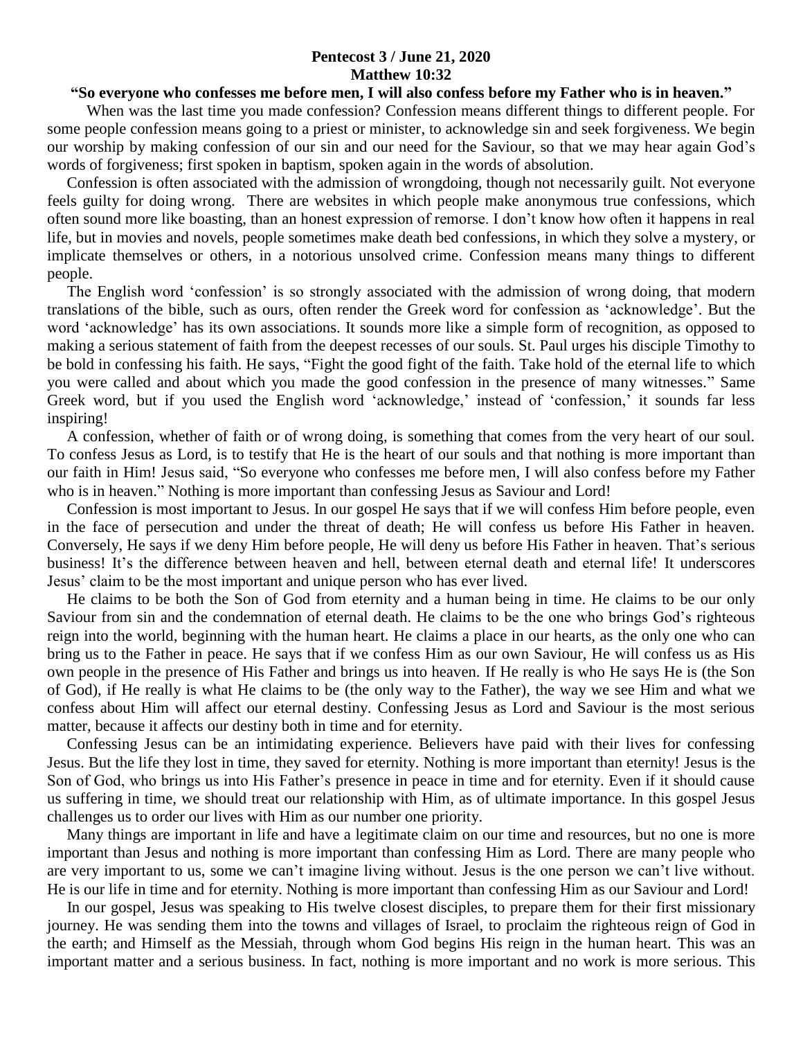**Pentecost 3 / June 21, 2020**
**Matthew 10:32**

**"So everyone who confesses me before men, I will also confess before my Father who is in heaven."**

When was the last time you made confession? Confession means different things to different people. For some people confession means going to a priest or minister, to acknowledge sin and seek forgiveness. We begin our worship by making confession of our sin and our need for the Saviour, so that we may hear again God's words of forgiveness; first spoken in baptism, spoken again in the words of absolution.

Confession is often associated with the admission of wrongdoing, though not necessarily guilt. Not everyone feels guilty for doing wrong. There are websites in which people make anonymous true confessions, which often sound more like boasting, than an honest expression of remorse. I don't know how often it happens in real life, but in movies and novels, people sometimes make death bed confessions, in which they solve a mystery, or implicate themselves or others, in a notorious unsolved crime. Confession means many things to different people.

The English word 'confession' is so strongly associated with the admission of wrong doing, that modern translations of the bible, such as ours, often render the Greek word for confession as 'acknowledge'. But the word 'acknowledge' has its own associations. It sounds more like a simple form of recognition, as opposed to making a serious statement of faith from the deepest recesses of our souls. St. Paul urges his disciple Timothy to be bold in confessing his faith. He says, "Fight the good fight of the faith. Take hold of the eternal life to which you were called and about which you made the good confession in the presence of many witnesses." Same Greek word, but if you used the English word 'acknowledge,' instead of 'confession,' it sounds far less inspiring!

A confession, whether of faith or of wrong doing, is something that comes from the very heart of our soul. To confess Jesus as Lord, is to testify that He is the heart of our souls and that nothing is more important than our faith in Him! Jesus said, "So everyone who confesses me before men, I will also confess before my Father who is in heaven." Nothing is more important than confessing Jesus as Saviour and Lord!

Confession is most important to Jesus. In our gospel He says that if we will confess Him before people, even in the face of persecution and under the threat of death; He will confess us before His Father in heaven. Conversely, He says if we deny Him before people, He will deny us before His Father in heaven. That's serious business! It's the difference between heaven and hell, between eternal death and eternal life! It underscores Jesus' claim to be the most important and unique person who has ever lived.

He claims to be both the Son of God from eternity and a human being in time. He claims to be our only Saviour from sin and the condemnation of eternal death. He claims to be the one who brings God's righteous reign into the world, beginning with the human heart. He claims a place in our hearts, as the only one who can bring us to the Father in peace. He says that if we confess Him as our own Saviour, He will confess us as His own people in the presence of His Father and brings us into heaven. If He really is who He says He is (the Son of God), if He really is what He claims to be (the only way to the Father), the way we see Him and what we confess about Him will affect our eternal destiny. Confessing Jesus as Lord and Saviour is the most serious matter, because it affects our destiny both in time and for eternity.

Confessing Jesus can be an intimidating experience. Believers have paid with their lives for confessing Jesus. But the life they lost in time, they saved for eternity. Nothing is more important than eternity! Jesus is the Son of God, who brings us into His Father's presence in peace in time and for eternity. Even if it should cause us suffering in time, we should treat our relationship with Him, as of ultimate importance. In this gospel Jesus challenges us to order our lives with Him as our number one priority.

Many things are important in life and have a legitimate claim on our time and resources, but no one is more important than Jesus and nothing is more important than confessing Him as Lord. There are many people who are very important to us, some we can't imagine living without. Jesus is the one person we can't live without. He is our life in time and for eternity. Nothing is more important than confessing Him as our Saviour and Lord!

In our gospel, Jesus was speaking to His twelve closest disciples, to prepare them for their first missionary journey. He was sending them into the towns and villages of Israel, to proclaim the righteous reign of God in the earth; and Himself as the Messiah, through whom God begins His reign in the human heart. This was an important matter and a serious business. In fact, nothing is more important and no work is more serious. This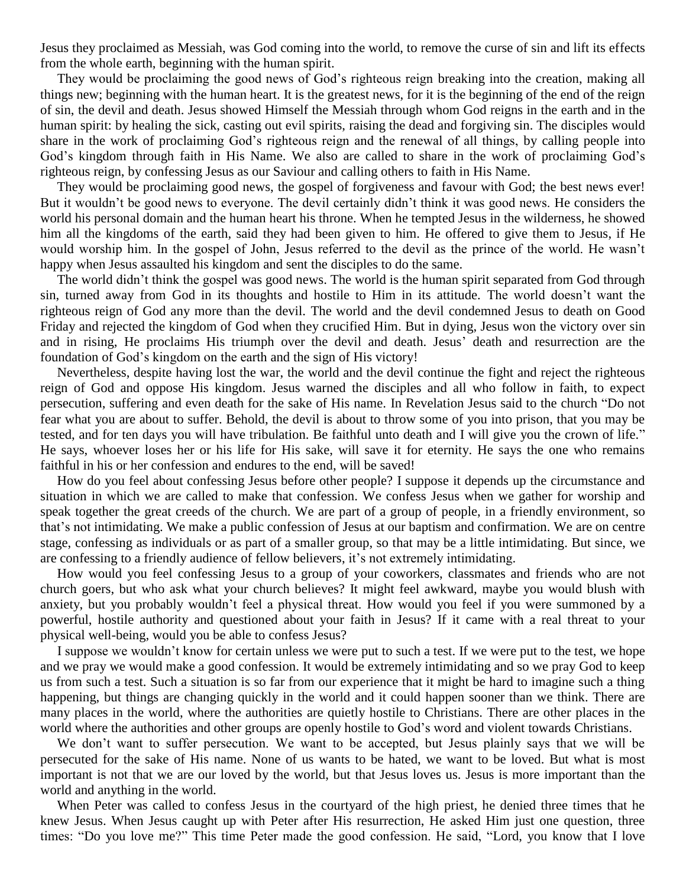Jesus they proclaimed as Messiah, was God coming into the world, to remove the curse of sin and lift its effects from the whole earth, beginning with the human spirit.

They would be proclaiming the good news of God's righteous reign breaking into the creation, making all things new; beginning with the human heart. It is the greatest news, for it is the beginning of the end of the reign of sin, the devil and death. Jesus showed Himself the Messiah through whom God reigns in the earth and in the human spirit: by healing the sick, casting out evil spirits, raising the dead and forgiving sin. The disciples would share in the work of proclaiming God's righteous reign and the renewal of all things, by calling people into God's kingdom through faith in His Name. We also are called to share in the work of proclaiming God's righteous reign, by confessing Jesus as our Saviour and calling others to faith in His Name.

They would be proclaiming good news, the gospel of forgiveness and favour with God; the best news ever! But it wouldn't be good news to everyone. The devil certainly didn't think it was good news. He considers the world his personal domain and the human heart his throne. When he tempted Jesus in the wilderness, he showed him all the kingdoms of the earth, said they had been given to him. He offered to give them to Jesus, if He would worship him. In the gospel of John, Jesus referred to the devil as the prince of the world. He wasn't happy when Jesus assaulted his kingdom and sent the disciples to do the same.

The world didn't think the gospel was good news. The world is the human spirit separated from God through sin, turned away from God in its thoughts and hostile to Him in its attitude. The world doesn't want the righteous reign of God any more than the devil. The world and the devil condemned Jesus to death on Good Friday and rejected the kingdom of God when they crucified Him. But in dying, Jesus won the victory over sin and in rising, He proclaims His triumph over the devil and death. Jesus' death and resurrection are the foundation of God's kingdom on the earth and the sign of His victory!

Nevertheless, despite having lost the war, the world and the devil continue the fight and reject the righteous reign of God and oppose His kingdom. Jesus warned the disciples and all who follow in faith, to expect persecution, suffering and even death for the sake of His name. In Revelation Jesus said to the church "Do not fear what you are about to suffer. Behold, the devil is about to throw some of you into prison, that you may be tested, and for ten days you will have tribulation. Be faithful unto death and I will give you the crown of life." He says, whoever loses her or his life for His sake, will save it for eternity. He says the one who remains faithful in his or her confession and endures to the end, will be saved!

How do you feel about confessing Jesus before other people? I suppose it depends up the circumstance and situation in which we are called to make that confession. We confess Jesus when we gather for worship and speak together the great creeds of the church. We are part of a group of people, in a friendly environment, so that's not intimidating. We make a public confession of Jesus at our baptism and confirmation. We are on centre stage, confessing as individuals or as part of a smaller group, so that may be a little intimidating. But since, we are confessing to a friendly audience of fellow believers, it's not extremely intimidating.

How would you feel confessing Jesus to a group of your coworkers, classmates and friends who are not church goers, but who ask what your church believes? It might feel awkward, maybe you would blush with anxiety, but you probably wouldn't feel a physical threat. How would you feel if you were summoned by a powerful, hostile authority and questioned about your faith in Jesus? If it came with a real threat to your physical well-being, would you be able to confess Jesus?

I suppose we wouldn't know for certain unless we were put to such a test. If we were put to the test, we hope and we pray we would make a good confession. It would be extremely intimidating and so we pray God to keep us from such a test. Such a situation is so far from our experience that it might be hard to imagine such a thing happening, but things are changing quickly in the world and it could happen sooner than we think. There are many places in the world, where the authorities are quietly hostile to Christians. There are other places in the world where the authorities and other groups are openly hostile to God's word and violent towards Christians.

We don't want to suffer persecution. We want to be accepted, but Jesus plainly says that we will be persecuted for the sake of His name. None of us wants to be hated, we want to be loved. But what is most important is not that we are our loved by the world, but that Jesus loves us. Jesus is more important than the world and anything in the world.

When Peter was called to confess Jesus in the courtyard of the high priest, he denied three times that he knew Jesus. When Jesus caught up with Peter after His resurrection, He asked Him just one question, three times: "Do you love me?" This time Peter made the good confession. He said, "Lord, you know that I love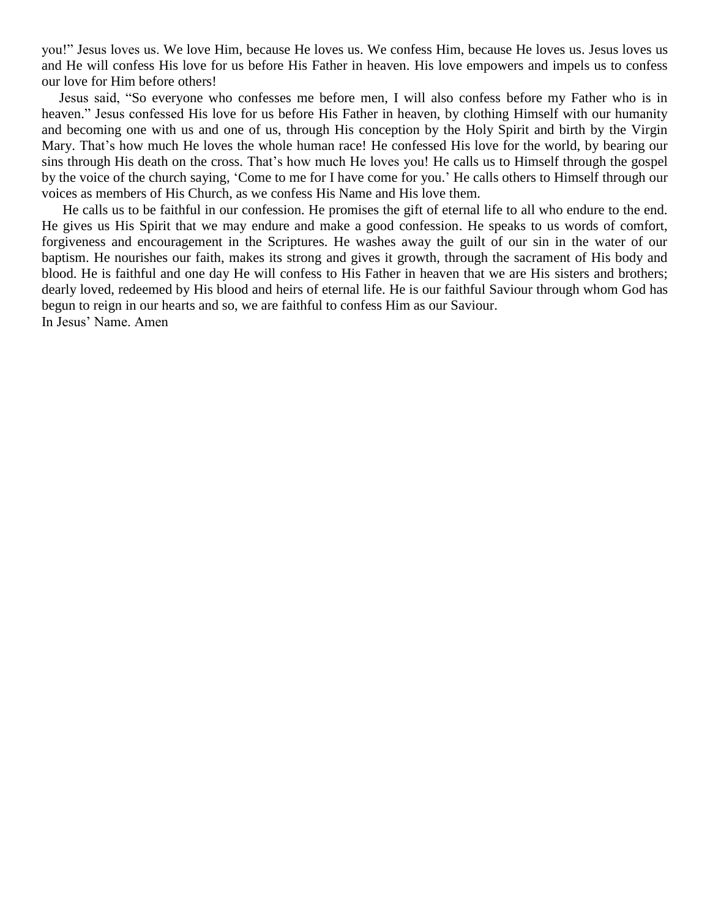you!" Jesus loves us. We love Him, because He loves us. We confess Him, because He loves us. Jesus loves us and He will confess His love for us before His Father in heaven. His love empowers and impels us to confess our love for Him before others!

Jesus said, "So everyone who confesses me before men, I will also confess before my Father who is in heaven." Jesus confessed His love for us before His Father in heaven, by clothing Himself with our humanity and becoming one with us and one of us, through His conception by the Holy Spirit and birth by the Virgin Mary. That's how much He loves the whole human race! He confessed His love for the world, by bearing our sins through His death on the cross. That's how much He loves you! He calls us to Himself through the gospel by the voice of the church saying, 'Come to me for I have come for you.' He calls others to Himself through our voices as members of His Church, as we confess His Name and His love them.

He calls us to be faithful in our confession. He promises the gift of eternal life to all who endure to the end. He gives us His Spirit that we may endure and make a good confession. He speaks to us words of comfort, forgiveness and encouragement in the Scriptures. He washes away the guilt of our sin in the water of our baptism. He nourishes our faith, makes its strong and gives it growth, through the sacrament of His body and blood. He is faithful and one day He will confess to His Father in heaven that we are His sisters and brothers; dearly loved, redeemed by His blood and heirs of eternal life. He is our faithful Saviour through whom God has begun to reign in our hearts and so, we are faithful to confess Him as our Saviour.

In Jesus' Name. Amen